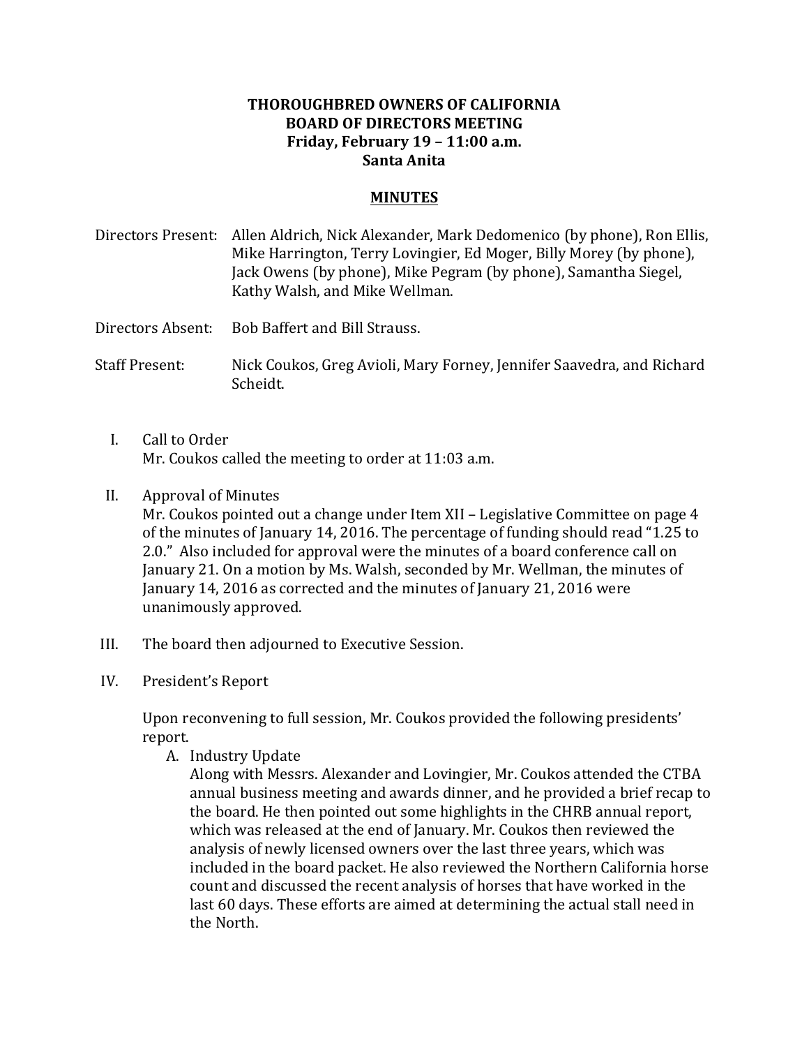**THOROUGHBRED OWNERS OF CALIFORNIA**
**BOARD OF DIRECTORS MEETING**
**Friday, February 19 – 11:00 a.m.**
**Santa Anita**

**MINUTES**

Directors Present: Allen Aldrich, Nick Alexander, Mark Dedomenico (by phone), Ron Ellis, Mike Harrington, Terry Lovingier, Ed Moger, Billy Morey (by phone), Jack Owens (by phone), Mike Pegram (by phone), Samantha Siegel, Kathy Walsh, and Mike Wellman.

Directors Absent: Bob Baffert and Bill Strauss.

Staff Present: Nick Coukos, Greg Avioli, Mary Forney, Jennifer Saavedra, and Richard Scheidt.

I. Call to Order
Mr. Coukos called the meeting to order at 11:03 a.m.

II. Approval of Minutes
Mr. Coukos pointed out a change under Item XII – Legislative Committee on page 4 of the minutes of January 14, 2016. The percentage of funding should read "1.25 to 2.0." Also included for approval were the minutes of a board conference call on January 21. On a motion by Ms. Walsh, seconded by Mr. Wellman, the minutes of January 14, 2016 as corrected and the minutes of January 21, 2016 were unanimously approved.

III. The board then adjourned to Executive Session.

IV. President's Report

Upon reconvening to full session, Mr. Coukos provided the following presidents' report.

A. Industry Update
Along with Messrs. Alexander and Lovingier, Mr. Coukos attended the CTBA annual business meeting and awards dinner, and he provided a brief recap to the board. He then pointed out some highlights in the CHRB annual report, which was released at the end of January. Mr. Coukos then reviewed the analysis of newly licensed owners over the last three years, which was included in the board packet. He also reviewed the Northern California horse count and discussed the recent analysis of horses that have worked in the last 60 days. These efforts are aimed at determining the actual stall need in the North.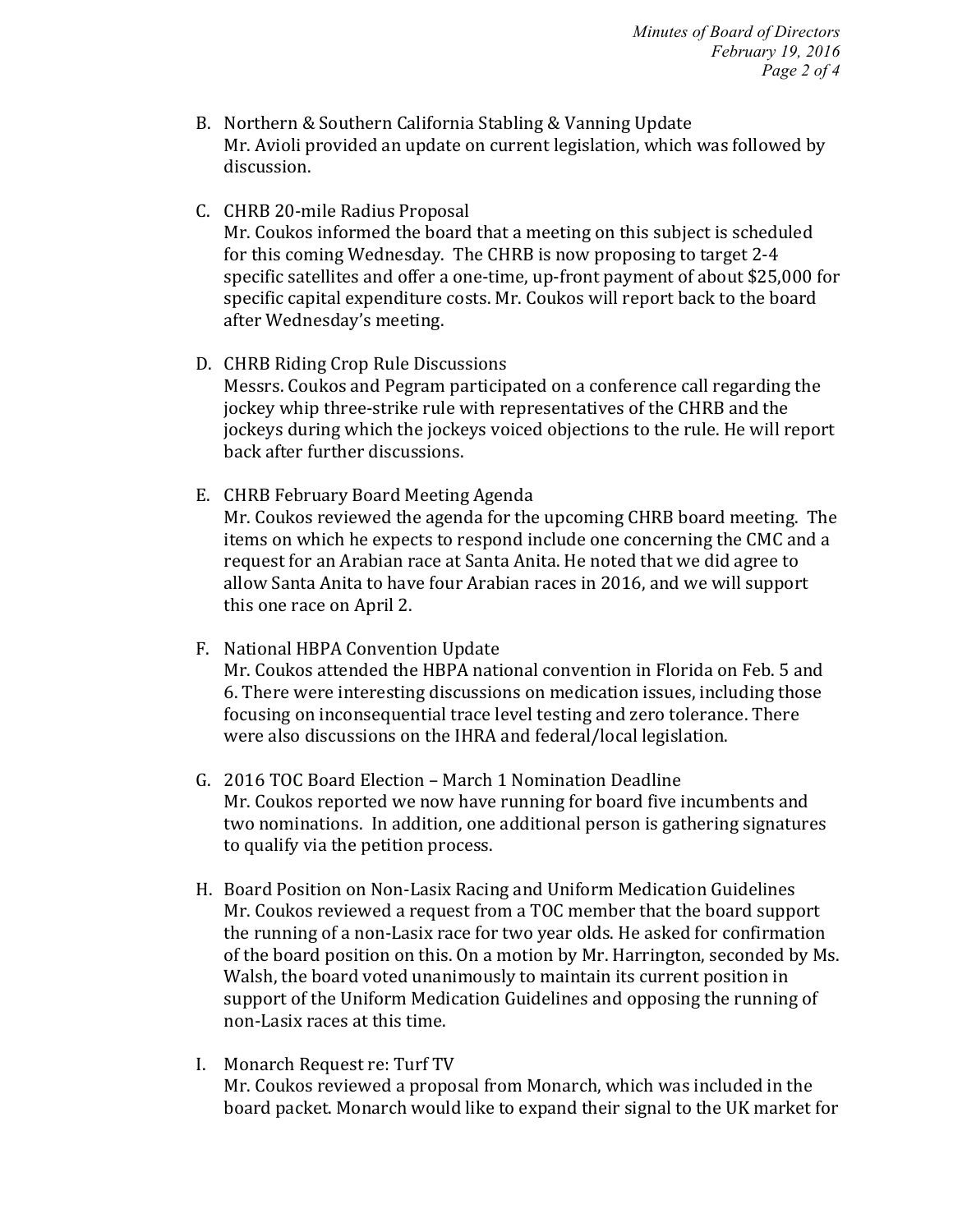B. Northern & Southern California Stabling & Vanning Update
   Mr. Avioli provided an update on current legislation, which was followed by discussion.

C. CHRB 20-mile Radius Proposal
   Mr. Coukos informed the board that a meeting on this subject is scheduled for this coming Wednesday. The CHRB is now proposing to target 2-4 specific satellites and offer a one-time, up-front payment of about $25,000 for specific capital expenditure costs. Mr. Coukos will report back to the board after Wednesday's meeting.

D. CHRB Riding Crop Rule Discussions
   Messrs. Coukos and Pegram participated on a conference call regarding the jockey whip three-strike rule with representatives of the CHRB and the jockeys during which the jockeys voiced objections to the rule. He will report back after further discussions.

E. CHRB February Board Meeting Agenda
   Mr. Coukos reviewed the agenda for the upcoming CHRB board meeting. The items on which he expects to respond include one concerning the CMC and a request for an Arabian race at Santa Anita. He noted that we did agree to allow Santa Anita to have four Arabian races in 2016, and we will support this one race on April 2.

F. National HBPA Convention Update
   Mr. Coukos attended the HBPA national convention in Florida on Feb. 5 and 6. There were interesting discussions on medication issues, including those focusing on inconsequential trace level testing and zero tolerance. There were also discussions on the IHRA and federal/local legislation.

G. 2016 TOC Board Election – March 1 Nomination Deadline
   Mr. Coukos reported we now have running for board five incumbents and two nominations. In addition, one additional person is gathering signatures to qualify via the petition process.

H. Board Position on Non-Lasix Racing and Uniform Medication Guidelines
   Mr. Coukos reviewed a request from a TOC member that the board support the running of a non-Lasix race for two year olds. He asked for confirmation of the board position on this. On a motion by Mr. Harrington, seconded by Ms. Walsh, the board voted unanimously to maintain its current position in support of the Uniform Medication Guidelines and opposing the running of non-Lasix races at this time.

I. Monarch Request re: Turf TV
   Mr. Coukos reviewed a proposal from Monarch, which was included in the board packet. Monarch would like to expand their signal to the UK market for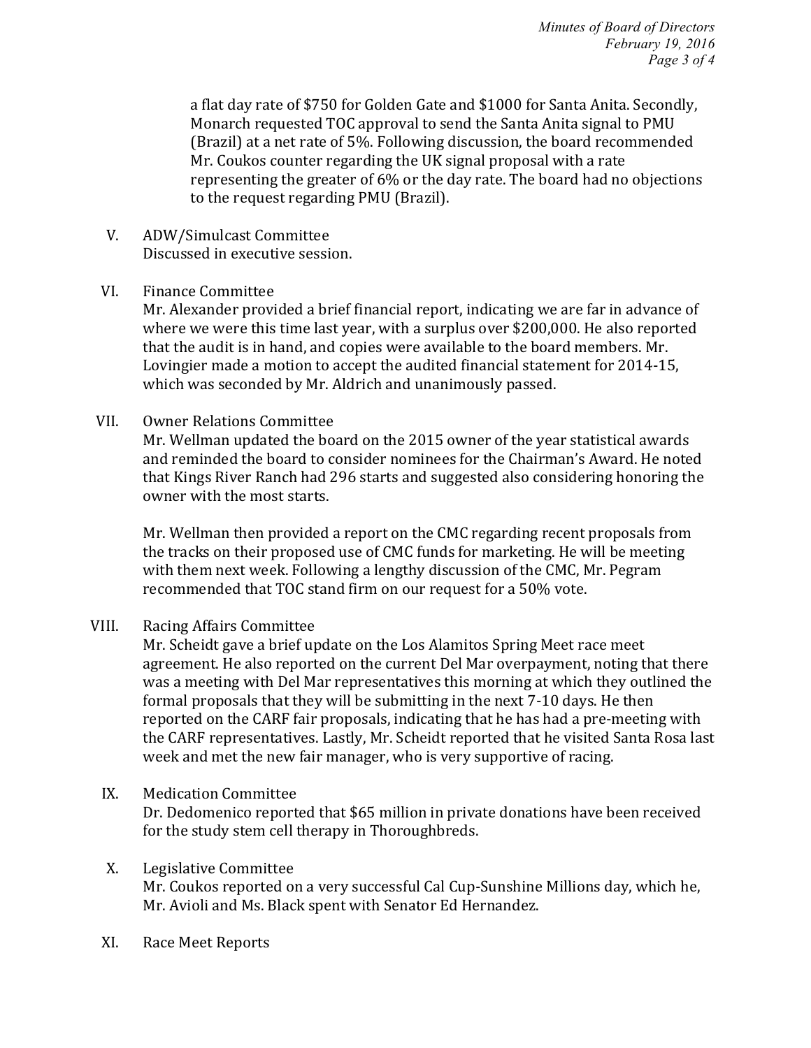a flat day rate of $750 for Golden Gate and $1000 for Santa Anita. Secondly, Monarch requested TOC approval to send the Santa Anita signal to PMU (Brazil) at a net rate of 5%. Following discussion, the board recommended Mr. Coukos counter regarding the UK signal proposal with a rate representing the greater of 6% or the day rate. The board had no objections to the request regarding PMU (Brazil).

V. ADW/Simulcast Committee
Discussed in executive session.

VI. Finance Committee
Mr. Alexander provided a brief financial report, indicating we are far in advance of where we were this time last year, with a surplus over $200,000. He also reported that the audit is in hand, and copies were available to the board members. Mr. Lovingier made a motion to accept the audited financial statement for 2014-15, which was seconded by Mr. Aldrich and unanimously passed.

VII. Owner Relations Committee
Mr. Wellman updated the board on the 2015 owner of the year statistical awards and reminded the board to consider nominees for the Chairman's Award. He noted that Kings River Ranch had 296 starts and suggested also considering honoring the owner with the most starts.

Mr. Wellman then provided a report on the CMC regarding recent proposals from the tracks on their proposed use of CMC funds for marketing. He will be meeting with them next week. Following a lengthy discussion of the CMC, Mr. Pegram recommended that TOC stand firm on our request for a 50% vote.

VIII. Racing Affairs Committee
Mr. Scheidt gave a brief update on the Los Alamitos Spring Meet race meet agreement. He also reported on the current Del Mar overpayment, noting that there was a meeting with Del Mar representatives this morning at which they outlined the formal proposals that they will be submitting in the next 7-10 days. He then reported on the CARF fair proposals, indicating that he has had a pre-meeting with the CARF representatives. Lastly, Mr. Scheidt reported that he visited Santa Rosa last week and met the new fair manager, who is very supportive of racing.

IX. Medication Committee
Dr. Dedomenico reported that $65 million in private donations have been received for the study stem cell therapy in Thoroughbreds.

X. Legislative Committee
Mr. Coukos reported on a very successful Cal Cup-Sunshine Millions day, which he, Mr. Avioli and Ms. Black spent with Senator Ed Hernandez.

XI. Race Meet Reports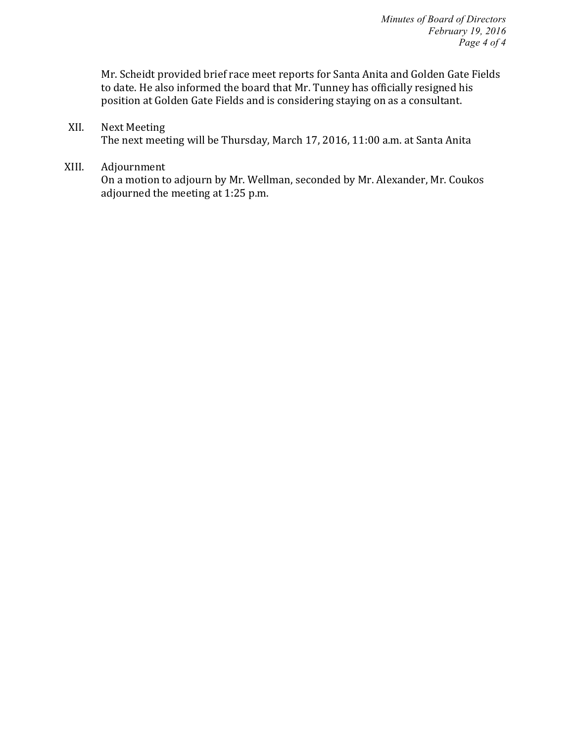Mr. Scheidt provided brief race meet reports for Santa Anita and Golden Gate Fields to date. He also informed the board that Mr. Tunney has officially resigned his position at Golden Gate Fields and is considering staying on as a consultant.

XII. Next Meeting

The next meeting will be Thursday, March 17, 2016, 11:00 a.m. at Santa Anita

XIII. Adjournment

On a motion to adjourn by Mr. Wellman, seconded by Mr. Alexander, Mr. Coukos adjourned the meeting at 1:25 p.m.